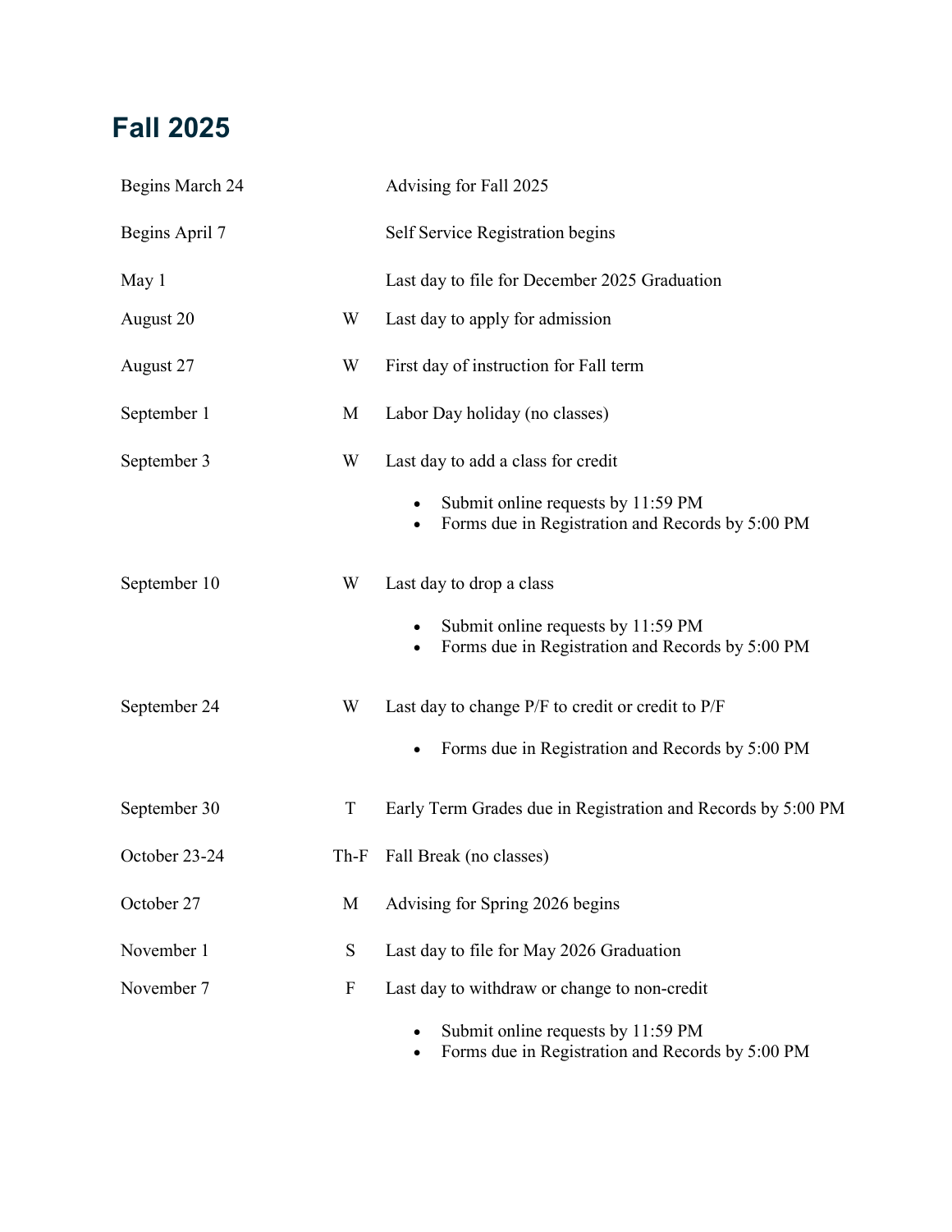## Fall 2025

| Date | Day | Event |
|---|---|---|
| Begins March 24 | | Advising for Fall 2025 |
| Begins April 7 | | Self Service Registration begins |
| May 1 | | Last day to file for December 2025 Graduation |
| August 20 | W | Last day to apply for admission |
| August 27 | W | First day of instruction for Fall term |
| September 1 | M | Labor Day holiday (no classes) |
| September 3 | W | Last day to add a class for credit<br>• Submit online requests by 11:59 PM<br>• Forms due in Registration and Records by 5:00 PM |
| September 10 | W | Last day to drop a class<br>• Submit online requests by 11:59 PM<br>• Forms due in Registration and Records by 5:00 PM |
| September 24 | W | Last day to change P/F to credit or credit to P/F<br>• Forms due in Registration and Records by 5:00 PM |
| September 30 | T | Early Term Grades due in Registration and Records by 5:00 PM |
| October 23-24 | Th-F | Fall Break (no classes) |
| October 27 | M | Advising for Spring 2026 begins |
| November 1 | S | Last day to file for May 2026 Graduation |
| November 7 | F | Last day to withdraw or change to non-credit<br>• Submit online requests by 11:59 PM<br>• Forms due in Registration and Records by 5:00 PM |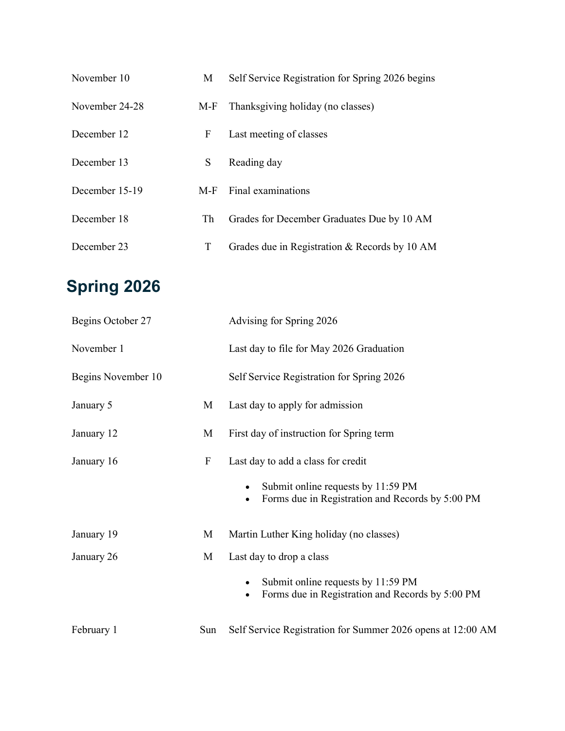| | | |
|---|---|---|
| November 10 | M | Self Service Registration for Spring 2026 begins |
| November 24-28 | M-F | Thanksgiving holiday (no classes) |
| December 12 | F | Last meeting of classes |
| December 13 | S | Reading day |
| December 15-19 | M-F | Final examinations |
| December 18 | Th | Grades for December Graduates Due by 10 AM |
| December 23 | T | Grades due in Registration & Records by 10 AM |

## Spring 2026

| | | |
|---|---|---|
| Begins October 27 | | Advising for Spring 2026 |
| November 1 | | Last day to file for May 2026 Graduation |
| Begins November 10 | | Self Service Registration for Spring 2026 |
| January 5 | M | Last day to apply for admission |
| January 12 | M | First day of instruction for Spring term |
| January 16 | F | Last day to add a class for credit<br>• Submit online requests by 11:59 PM<br>• Forms due in Registration and Records by 5:00 PM |
| January 19 | M | Martin Luther King holiday (no classes) |
| January 26 | M | Last day to drop a class<br>• Submit online requests by 11:59 PM<br>• Forms due in Registration and Records by 5:00 PM |
| February 1 | Sun | Self Service Registration for Summer 2026 opens at 12:00 AM |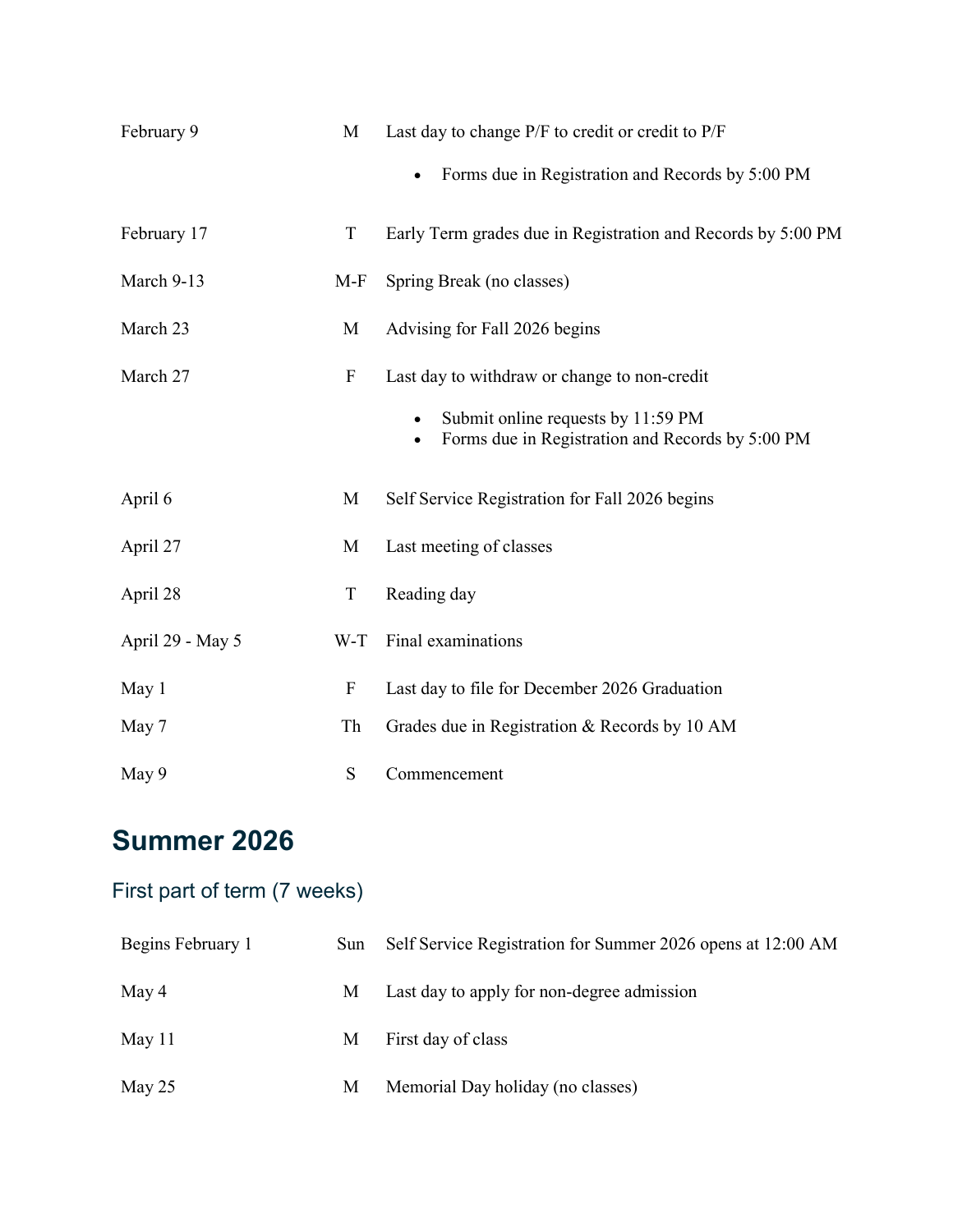| | | |
|---|---|---|
| February 9 | M | Last day to change P/F to credit or credit to P/F<br>• Forms due in Registration and Records by 5:00 PM |
| February 17 | T | Early Term grades due in Registration and Records by 5:00 PM |
| March 9-13 | M-F | Spring Break (no classes) |
| March 23 | M | Advising for Fall 2026 begins |
| March 27 | F | Last day to withdraw or change to non-credit<br>• Submit online requests by 11:59 PM<br>• Forms due in Registration and Records by 5:00 PM |
| April 6 | M | Self Service Registration for Fall 2026 begins |
| April 27 | M | Last meeting of classes |
| April 28 | T | Reading day |
| April 29 - May 5 | W-T | Final examinations |
| May 1 | F | Last day to file for December 2026 Graduation |
| May 7 | Th | Grades due in Registration & Records by 10 AM |
| May 9 | S | Commencement |

## Summer 2026

### First part of term (7 weeks)

| | | |
|---|---|---|
| Begins February 1 | Sun | Self Service Registration for Summer 2026 opens at 12:00 AM |
| May 4 | M | Last day to apply for non-degree admission |
| May 11 | M | First day of class |
| May 25 | M | Memorial Day holiday (no classes) |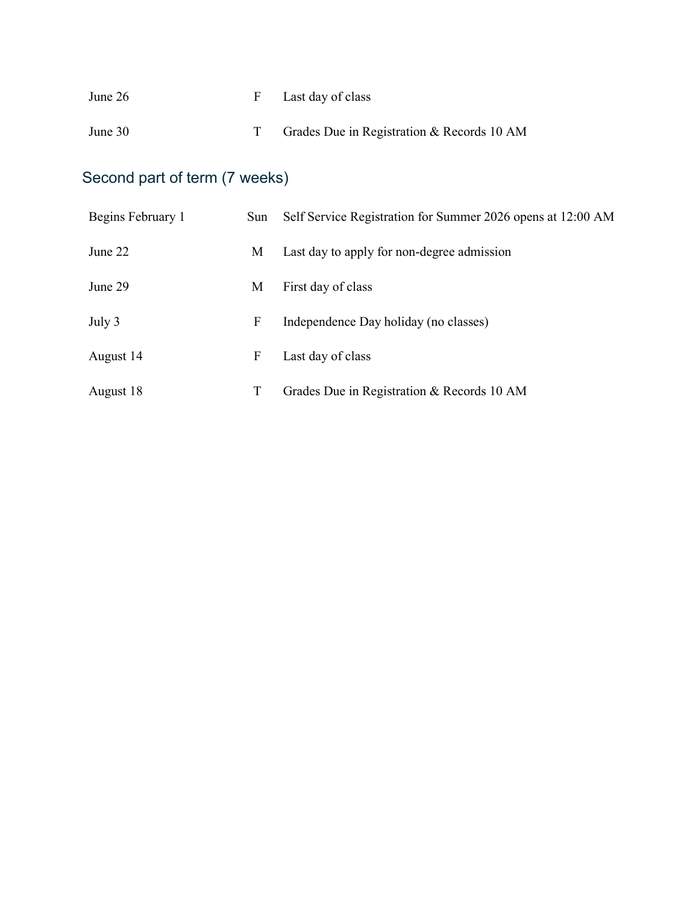| | | |
|---|---|---|
| June 26 | F | Last day of class |
| June 30 | T | Grades Due in Registration & Records 10 AM |

## Second part of term (7 weeks)

| | | |
|---|---|---|
| Begins February 1 | Sun | Self Service Registration for Summer 2026 opens at 12:00 AM |
| June 22 | M | Last day to apply for non-degree admission |
| June 29 | M | First day of class |
| July 3 | F | Independence Day holiday (no classes) |
| August 14 | F | Last day of class |
| August 18 | T | Grades Due in Registration & Records 10 AM |